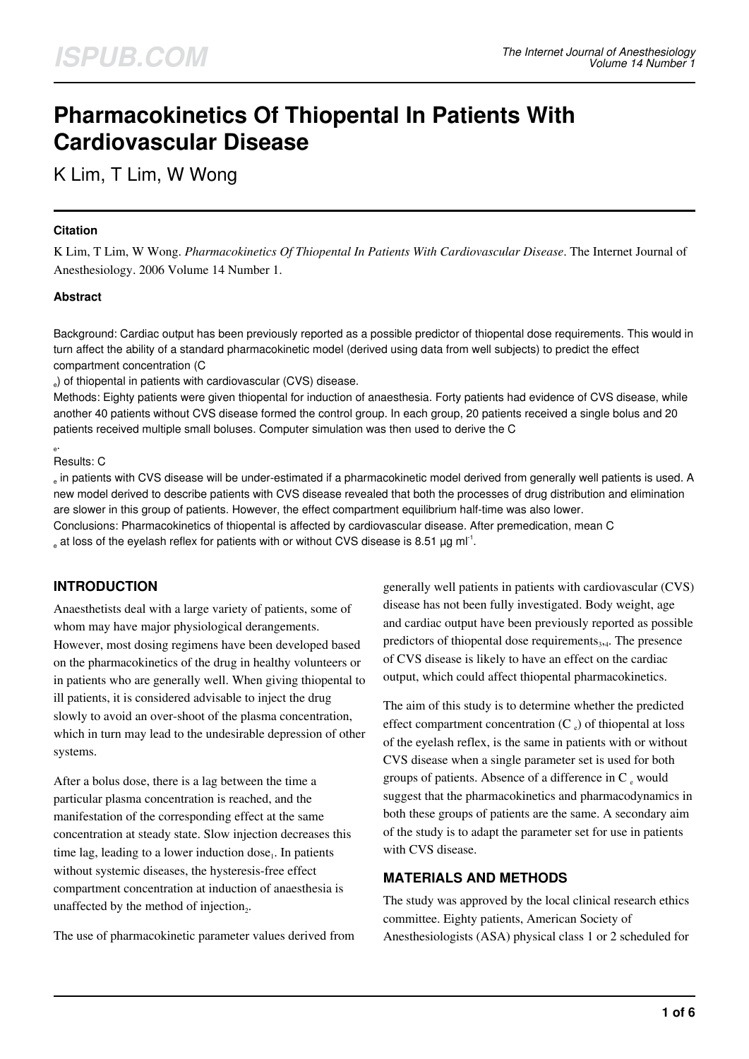# Pharmacokinetics Of Thiopental In Patients With Cardiovascular Disease

K Lim, T Lim, W Wong

## Citation

K Lim, T Lim, W Wong. *Pharmacokinetics Of Thiopental In Patients With Cardiovascular Disease*. The Internet Journal of Anesthesiology. 2006 Volume 14 Number 1.

## Abstract

Background: Cardiac output has been previously reported as a possible predictor of thiopental dose requirements. This would in turn affect the ability of a standard pharmacokinetic model (derived using data from well subjects) to predict the effect compartment concentration ($C_e$) of thiopental in patients with cardiovascular (CVS) disease.

Methods: Eighty patients were given thiopental for induction of anaesthesia. Forty patients had evidence of CVS disease, while another 40 patients without CVS disease formed the control group. In each group, 20 patients received a single bolus and 20 patients received multiple small boluses. Computer simulation was then used to derive the $C_e$.

Results: $C_e$ in patients with CVS disease will be under-estimated if a pharmacokinetic model derived from generally well patients is used. A new model derived to describe patients with CVS disease revealed that both the processes of drug distribution and elimination are slower in this group of patients. However, the effect compartment equilibrium half-time was also lower.

Conclusions: Pharmacokinetics of thiopental is affected by cardiovascular disease. After premedication, mean $C_e$ at loss of the eyelash reflex for patients with or without CVS disease is 8.51 μg $ml^{-1}$.

## INTRODUCTION

Anaesthetists deal with a large variety of patients, some of whom may have major physiological derangements. However, most dosing regimens have been developed based on the pharmacokinetics of the drug in healthy volunteers or in patients who are generally well. When giving thiopental to ill patients, it is considered advisable to inject the drug slowly to avoid an over-shoot of the plasma concentration, which in turn may lead to the undesirable depression of other systems.

After a bolus dose, there is a lag between the time a particular plasma concentration is reached, and the manifestation of the corresponding effect at the same concentration at steady state. Slow injection decreases this time lag, leading to a lower induction dose[1]. In patients without systemic diseases, the hysteresis-free effect compartment concentration at induction of anaesthesia is unaffected by the method of injection[2].

The use of pharmacokinetic parameter values derived from generally well patients in patients with cardiovascular (CVS) disease has not been fully investigated. Body weight, age and cardiac output have been previously reported as possible predictors of thiopental dose requirements[3,4]. The presence of CVS disease is likely to have an effect on the cardiac output, which could affect thiopental pharmacokinetics.

The aim of this study is to determine whether the predicted effect compartment concentration ($C_e$) of thiopental at loss of the eyelash reflex, is the same in patients with or without CVS disease when a single parameter set is used for both groups of patients. Absence of a difference in $C_e$ would suggest that the pharmacokinetics and pharmacodynamics in both these groups of patients are the same. A secondary aim of the study is to adapt the parameter set for use in patients with CVS disease.

## MATERIALS AND METHODS

The study was approved by the local clinical research ethics committee. Eighty patients, American Society of Anesthesiologists (ASA) physical class 1 or 2 scheduled for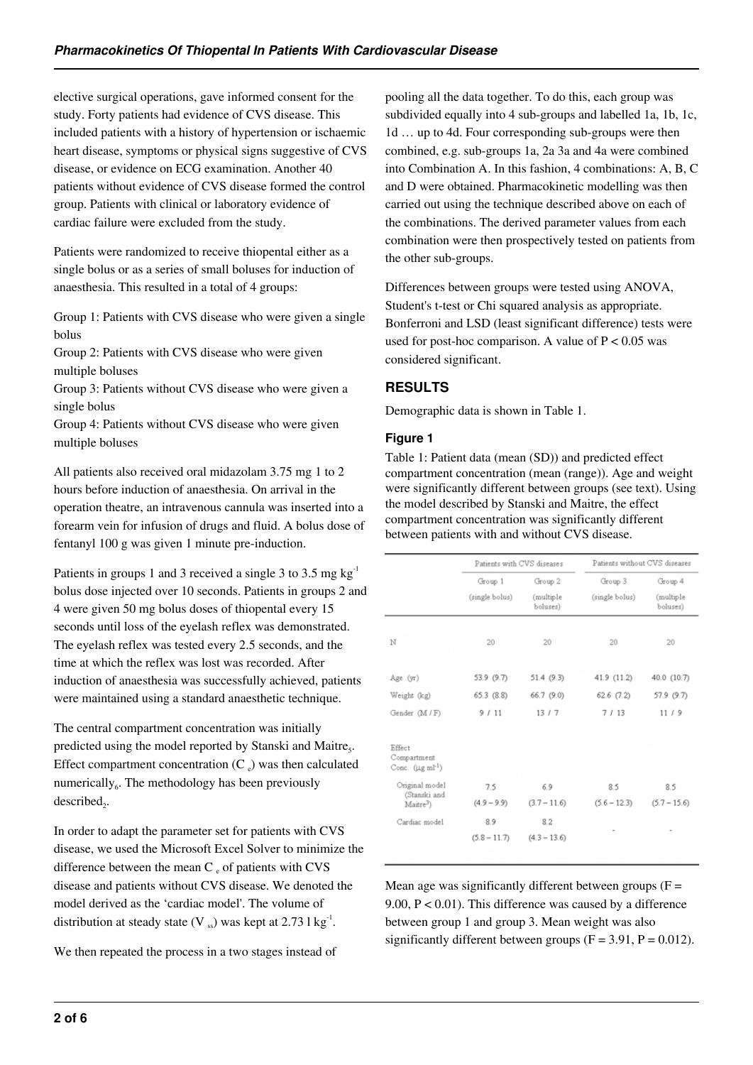elective surgical operations, gave informed consent for the study. Forty patients had evidence of CVS disease. This included patients with a history of hypertension or ischaemic heart disease, symptoms or physical signs suggestive of CVS disease, or evidence on ECG examination. Another 40 patients without evidence of CVS disease formed the control group. Patients with clinical or laboratory evidence of cardiac failure were excluded from the study.

Patients were randomized to receive thiopental either as a single bolus or as a series of small boluses for induction of anaesthesia. This resulted in a total of 4 groups:

Group 1: Patients with CVS disease who were given a single bolus
Group 2: Patients with CVS disease who were given multiple boluses
Group 3: Patients without CVS disease who were given a single bolus
Group 4: Patients without CVS disease who were given multiple boluses

All patients also received oral midazolam 3.75 mg 1 to 2 hours before induction of anaesthesia. On arrival in the operation theatre, an intravenous cannula was inserted into a forearm vein for infusion of drugs and fluid. A bolus dose of fentanyl 100 g was given 1 minute pre-induction.

Patients in groups 1 and 3 received a single 3 to 3.5 mg $kg^{-1}$ bolus dose injected over 10 seconds. Patients in groups 2 and 4 were given 50 mg bolus doses of thiopental every 15 seconds until loss of the eyelash reflex was demonstrated. The eyelash reflex was tested every 2.5 seconds, and the time at which the reflex was lost was recorded. After induction of anaesthesia was successfully achieved, patients were maintained using a standard anaesthetic technique.

The central compartment concentration was initially predicted using the model reported by Stanski and Maitre[5]. Effect compartment concentration ($C_e$) was then calculated numerically[6]. The methodology has been previously described[2].

In order to adapt the parameter set for patients with CVS disease, we used the Microsoft Excel Solver to minimize the difference between the mean $C_e$ of patients with CVS disease and patients without CVS disease. We denoted the model derived as the 'cardiac model'. The volume of distribution at steady state ($V_{ss}$) was kept at 2.73 l $kg^{-1}$.

We then repeated the process in a two stages instead of pooling all the data together. To do this, each group was subdivided equally into 4 sub-groups and labelled 1a, 1b, 1c, 1d … up to 4d. Four corresponding sub-groups were then combined, e.g. sub-groups 1a, 2a 3a and 4a were combined into Combination A. In this fashion, 4 combinations: A, B, C and D were obtained. Pharmacokinetic modelling was then carried out using the technique described above on each of the combinations. The derived parameter values from each combination were then prospectively tested on patients from the other sub-groups.

Differences between groups were tested using ANOVA, Student's t-test or Chi squared analysis as appropriate. Bonferroni and LSD (least significant difference) tests were used for post-hoc comparison. A value of $P < 0.05$ was considered significant.

## RESULTS

Demographic data is shown in Table 1.

### Figure 1

Table 1: Patient data (mean (SD)) and predicted effect compartment concentration (mean (range)). Age and weight were significantly different between groups (see text). Using the model described by Stanski and Maitre, the effect compartment concentration was significantly different between patients with and without CVS disease.

| | Patients with CVS diseases | | Patients without CVS diseases | |
|---|---|---|---|---|
| | Group 1 (single bolus) | Group 2 (multiple boluses) | Group 3 (single bolus) | Group 4 (multiple boluses) |
| N | 20 | 20 | 20 | 20 |
| Age (yr) | 53.9 (9.7) | 51.4 (9.3) | 41.9 (11.2) | 40.0 (10.7) |
| Weight (kg) | 65.3 (8.8) | 66.7 (9.0) | 62.6 (7.2) | 57.9 (9.7) |
| Gender (M / F) | 9 / 11 | 13 / 7 | 7 / 13 | 11 / 9 |
| Effect Compartment Conc. (μg $ml^{-1}$) | | | | |
| Original model (Stanski and Maitre[5]) | 7.5 (4.9 – 9.9) | 6.9 (3.7 – 11.6) | 8.5 (5.6 – 12.3) | 8.5 (5.7 – 15.6) |
| Cardiac model | 8.9 (5.8 – 11.7) | 8.2 (4.3 – 13.6) | - | - |

Mean age was significantly different between groups ($F = 9.00$, $P < 0.01$). This difference was caused by a difference between group 1 and group 3. Mean weight was also significantly different between groups ($F = 3.91$, $P = 0.012$).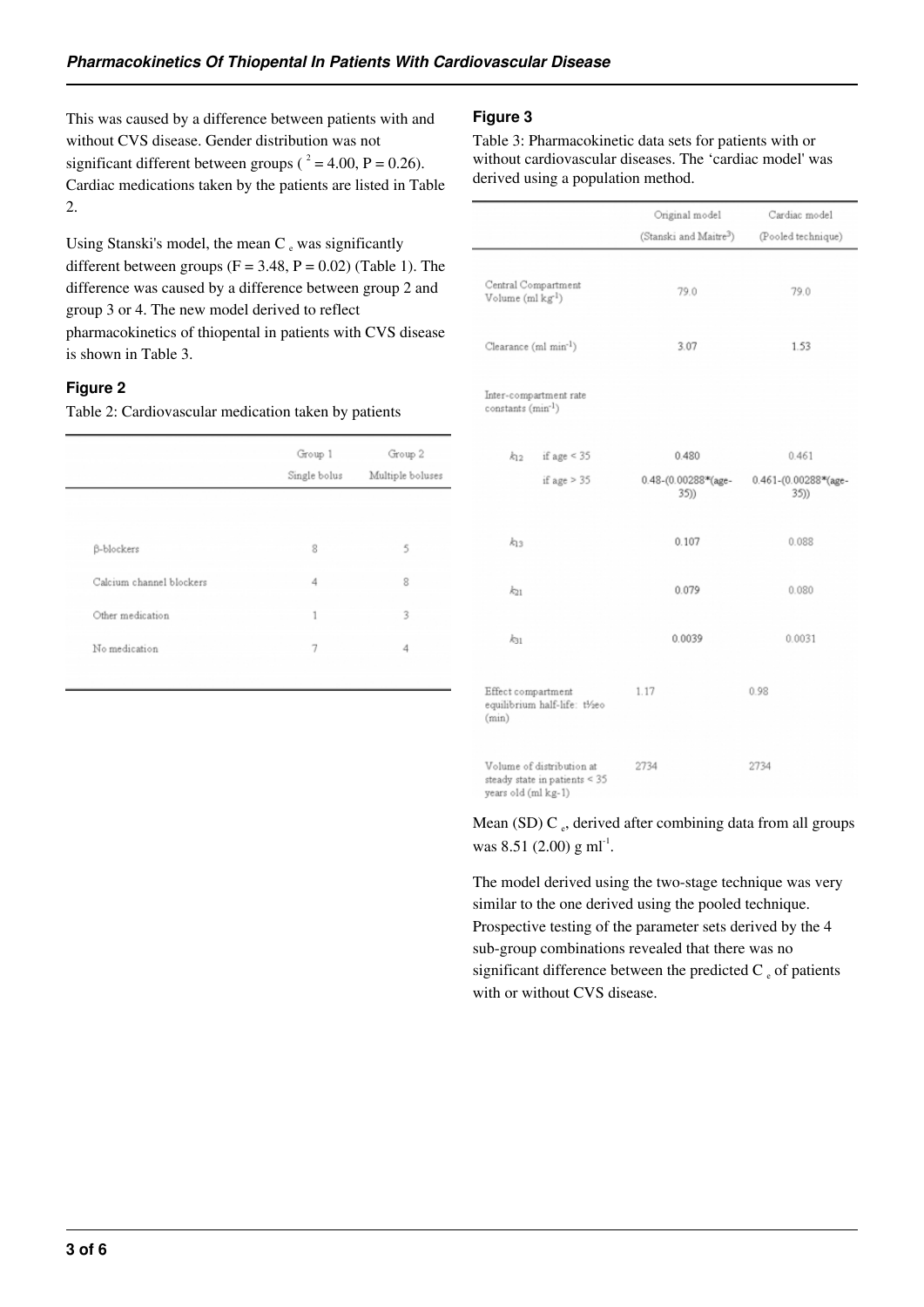This was caused by a difference between patients with and without CVS disease. Gender distribution was not significant different between groups ( $^2 = 4.00$, $P = 0.26$). Cardiac medications taken by the patients are listed in Table 2.

Using Stanski's model, the mean $C_e$ was significantly different between groups ($F = 3.48$, $P = 0.02$) (Table 1). The difference was caused by a difference between group 2 and group 3 or 4. The new model derived to reflect pharmacokinetics of thiopental in patients with CVS disease is shown in Table 3.

### Figure 2

Table 2: Cardiovascular medication taken by patients

| | Group 1 Single bolus | Group 2 Multiple boluses |
|---|---|---|
| β-blockers | 8 | 5 |
| Calcium channel blockers | 4 | 8 |
| Other medication | 1 | 3 |
| No medication | 7 | 4 |

### Figure 3

Table 3: Pharmacokinetic data sets for patients with or without cardiovascular diseases. The 'cardiac model' was derived using a population method.

| | | Original model (Stanski and Maitre[3]) | Cardiac model (Pooled technique) |
|---|---|---|---|
| Central Compartment Volume ($ml\ kg^{-1}$) | | 79.0 | 79.0 |
| Clearance ($ml\ min^{-1}$) | | 3.07 | 1.53 |
| Inter-compartment rate constants ($min^{-1}$) | | | |
| $k_{12}$ | if age < 35 | 0.480 | 0.461 |
| | if age > 35 | 0.48-(0.00288*(age-35)) | 0.461-(0.00288*(age-35)) |
| $k_{13}$ | | 0.107 | 0.088 |
| $k_{21}$ | | 0.079 | 0.080 |
| $k_{31}$ | | 0.0039 | 0.0031 |
| Effect compartment equilibrium half-life: t½eo (min) | | 1.17 | 0.98 |
| Volume of distribution at steady state in patients < 35 years old (ml kg-1) | | 2734 | 2734 |

Mean (SD) $C_e$, derived after combining data from all groups was 8.51 (2.00) g $ml^{-1}$.

The model derived using the two-stage technique was very similar to the one derived using the pooled technique. Prospective testing of the parameter sets derived by the 4 sub-group combinations revealed that there was no significant difference between the predicted $C_e$ of patients with or without CVS disease.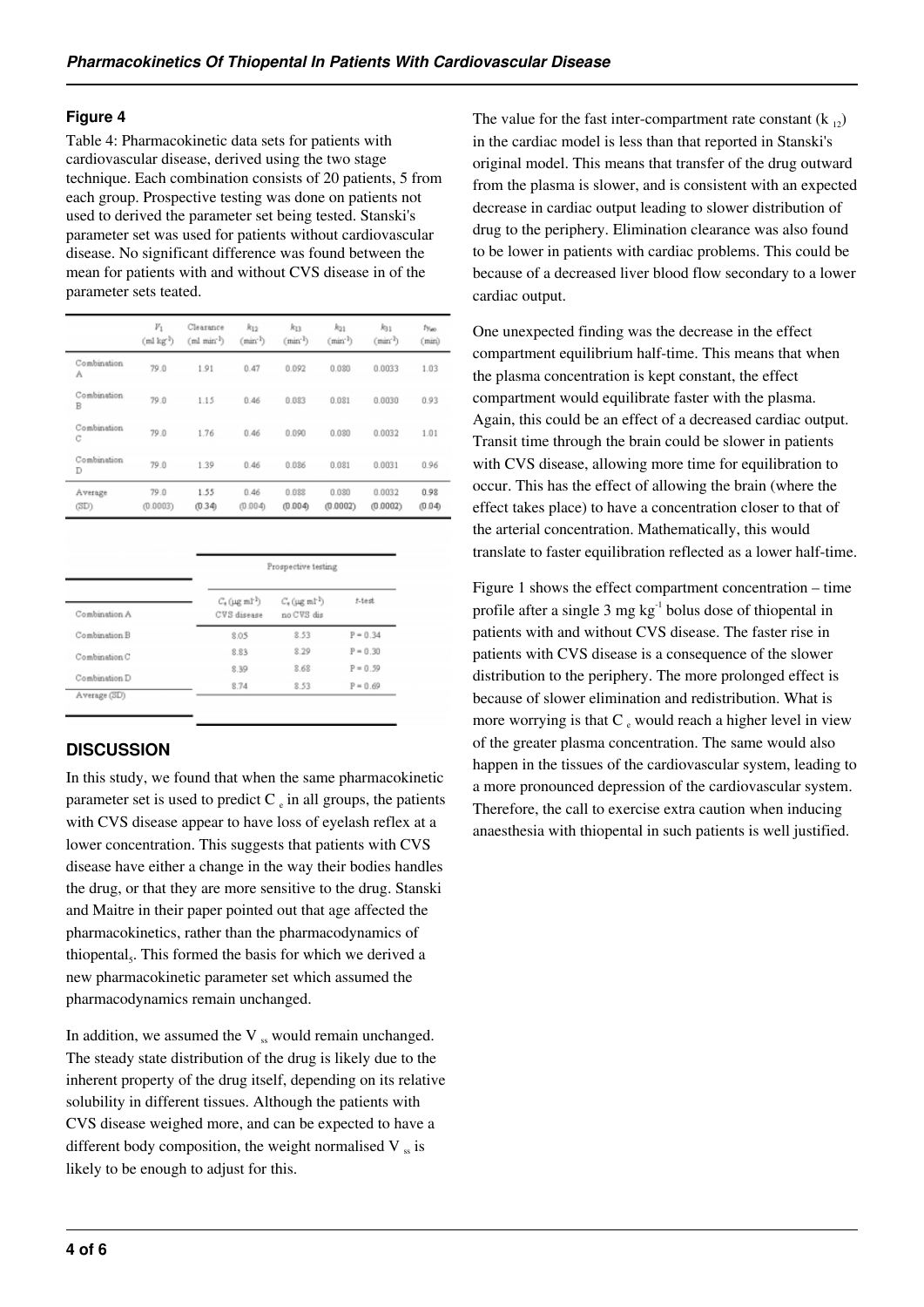### Figure 4

Table 4: Pharmacokinetic data sets for patients with cardiovascular disease, derived using the two stage technique. Each combination consists of 20 patients, 5 from each group. Prospective testing was done on patients not used to derived the parameter set being tested. Stanski's parameter set was used for patients without cardiovascular disease. No significant difference was found between the mean for patients with and without CVS disease in of the parameter sets teated.

| | $V_1$ (ml kg$^{-1}$) | Clearance (ml min$^{-1}$) | $k_{12}$ (min$^{-1}$) | $k_{13}$ (min$^{-1}$) | $k_{21}$ (min$^{-1}$) | $k_{31}$ (min$^{-1}$) | $t_{½ke0}$ (min) |
|---|---|---|---|---|---|---|---|
| Combination A | 79.0 | 1.91 | 0.47 | 0.092 | 0.080 | 0.0033 | 1.03 |
| Combination B | 79.0 | 1.15 | 0.46 | 0.083 | 0.081 | 0.0030 | 0.93 |
| Combination C | 79.0 | 1.76 | 0.46 | 0.090 | 0.080 | 0.0032 | 1.01 |
| Combination D | 79.0 | 1.39 | 0.46 | 0.086 | 0.081 | 0.0031 | 0.96 |
| Average (SD) | 79.0 (0.0003) | 1.55 (0.34) | 0.46 (0.004) | 0.088 (0.004) | 0.080 (0.0002) | 0.0032 (0.0002) | 0.98 (0.04) |

| | Prospective testing | | |
|---|---|---|---|
| | $C_e$ (µg ml$^{-1}$) CVS disease | $C_e$ (µg ml$^{-1}$) no CVS dis | t-test |
| Combination A | 8.05 | 8.53 | P = 0.34 |
| Combination B | 8.83 | 8.29 | P = 0.30 |
| Combination C | 8.39 | 8.68 | P = 0.59 |
| Combination D | 8.74 | 8.53 | P = 0.69 |
| Average (SD) | | | |

## DISCUSSION

In this study, we found that when the same pharmacokinetic parameter set is used to predict $C_e$ in all groups, the patients with CVS disease appear to have loss of eyelash reflex at a lower concentration. This suggests that patients with CVS disease have either a change in the way their bodies handles the drug, or that they are more sensitive to the drug. Stanski and Maitre in their paper pointed out that age affected the pharmacokinetics, rather than the pharmacodynamics of thiopental[5]. This formed the basis for which we derived a new pharmacokinetic parameter set which assumed the pharmacodynamics remain unchanged.

In addition, we assumed the $V_{ss}$ would remain unchanged. The steady state distribution of the drug is likely due to the inherent property of the drug itself, depending on its relative solubility in different tissues. Although the patients with CVS disease weighed more, and can be expected to have a different body composition, the weight normalised $V_{ss}$ is likely to be enough to adjust for this.

The value for the fast inter-compartment rate constant ($k_{12}$) in the cardiac model is less than that reported in Stanski's original model. This means that transfer of the drug outward from the plasma is slower, and is consistent with an expected decrease in cardiac output leading to slower distribution of drug to the periphery. Elimination clearance was also found to be lower in patients with cardiac problems. This could be because of a decreased liver blood flow secondary to a lower cardiac output.

One unexpected finding was the decrease in the effect compartment equilibrium half-time. This means that when the plasma concentration is kept constant, the effect compartment would equilibrate faster with the plasma. Again, this could be an effect of a decreased cardiac output. Transit time through the brain could be slower in patients with CVS disease, allowing more time for equilibration to occur. This has the effect of allowing the brain (where the effect takes place) to have a concentration closer to that of the arterial concentration. Mathematically, this would translate to faster equilibration reflected as a lower half-time.

Figure 1 shows the effect compartment concentration – time profile after a single 3 mg kg$^{-1}$ bolus dose of thiopental in patients with and without CVS disease. The faster rise in patients with CVS disease is a consequence of the slower distribution to the periphery. The more prolonged effect is because of slower elimination and redistribution. What is more worrying is that $C_e$ would reach a higher level in view of the greater plasma concentration. The same would also happen in the tissues of the cardiovascular system, leading to a more pronounced depression of the cardiovascular system. Therefore, the call to exercise extra caution when inducing anaesthesia with thiopental in such patients is well justified.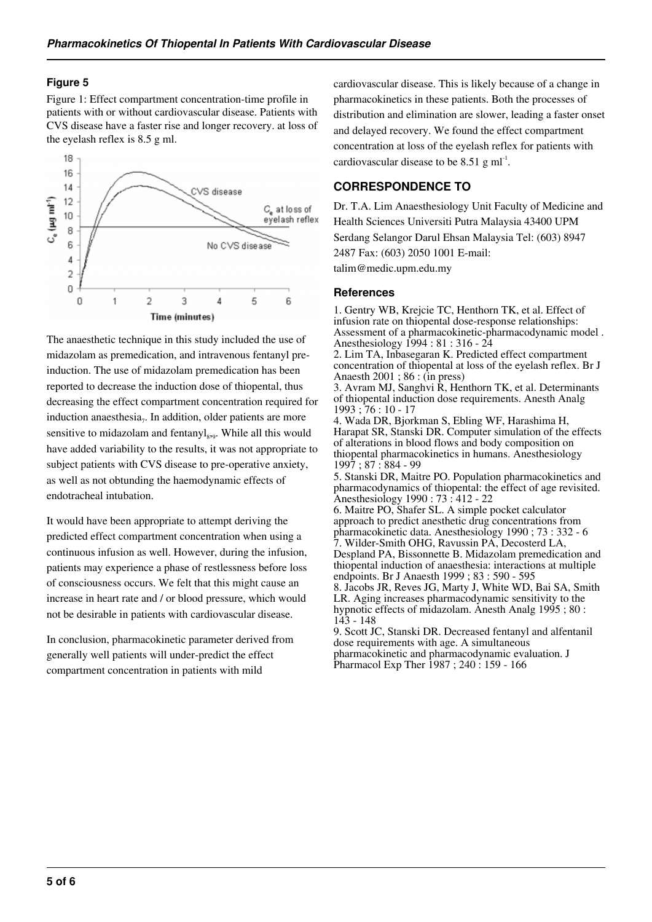### Figure 5

Figure 1: Effect compartment concentration-time profile in patients with or without cardiovascular disease. Patients with CVS disease have a faster rise and longer recovery. at loss of the eyelash reflex is 8.5 g ml.

The anaesthetic technique in this study included the use of midazolam as premedication, and intravenous fentanyl pre-induction. The use of midazolam premedication has been reported to decrease the induction dose of thiopental, thus decreasing the effect compartment concentration required for induction anaesthesia[7]. In addition, older patients are more sensitive to midazolam and fentanyl[8,9]. While all this would have added variability to the results, it was not appropriate to subject patients with CVS disease to pre-operative anxiety, as well as not obtunding the haemodynamic effects of endotracheal intubation.

It would have been appropriate to attempt deriving the predicted effect compartment concentration when using a continuous infusion as well. However, during the infusion, patients may experience a phase of restlessness before loss of consciousness occurs. We felt that this might cause an increase in heart rate and / or blood pressure, which would not be desirable in patients with cardiovascular disease.

In conclusion, pharmacokinetic parameter derived from generally well patients will under-predict the effect compartment concentration in patients with mild cardiovascular disease. This is likely because of a change in pharmacokinetics in these patients. Both the processes of distribution and elimination are slower, leading a faster onset and delayed recovery. We found the effect compartment concentration at loss of the eyelash reflex for patients with cardiovascular disease to be 8.51 g $ml^{-1}$.

## CORRESPONDENCE TO

Dr. T.A. Lim Anaesthesiology Unit Faculty of Medicine and Health Sciences Universiti Putra Malaysia 43400 UPM Serdang Selangor Darul Ehsan Malaysia Tel: (603) 8947 2487 Fax: (603) 2050 1001 E-mail: talim@medic.upm.edu.my

### References

1. Gentry WB, Krejcie TC, Henthorn TK, et al. Effect of infusion rate on thiopental dose-response relationships: Assessment of a pharmacokinetic-pharmacodynamic model . Anesthesiology 1994 : 81 : 316 - 24
2. Lim TA, Inbasegaran K. Predicted effect compartment concentration of thiopental at loss of the eyelash reflex. Br J Anaesth 2001 ; 86 : (in press)
3. Avram MJ, Sanghvi R, Henthorn TK, et al. Determinants of thiopental induction dose requirements. Anesth Analg 1993 ; 76 : 10 - 17
4. Wada DR, Bjorkman S, Ebling WF, Harashima H, Harapat SR, Stanski DR. Computer simulation of the effects of alterations in blood flows and body composition on thiopental pharmacokinetics in humans. Anesthesiology 1997 ; 87 : 884 - 99
5. Stanski DR, Maitre PO. Population pharmacokinetics and pharmacodynamics of thiopental: the effect of age revisited. Anesthesiology 1990 : 73 : 412 - 22
6. Maitre PO, Shafer SL. A simple pocket calculator approach to predict anesthetic drug concentrations from pharmacokinetic data. Anesthesiology 1990 ; 73 : 332 - 6
7. Wilder-Smith OHG, Ravussin PA, Decosterd LA, Despland PA, Bissonnette B. Midazolam premedication and thiopental induction of anaesthesia: interactions at multiple endpoints. Br J Anaesth 1999 ; 83 : 590 - 595
8. Jacobs JR, Reves JG, Marty J, White WD, Bai SA, Smith LR. Aging increases pharmacodynamic sensitivity to the hypnotic effects of midazolam. Anesth Analg 1995 ; 80 : 143 - 148
9. Scott JC, Stanski DR. Decreased fentanyl and alfentanil dose requirements with age. A simultaneous pharmacokinetic and pharmacodynamic evaluation. J Pharmacol Exp Ther 1987 ; 240 : 159 - 166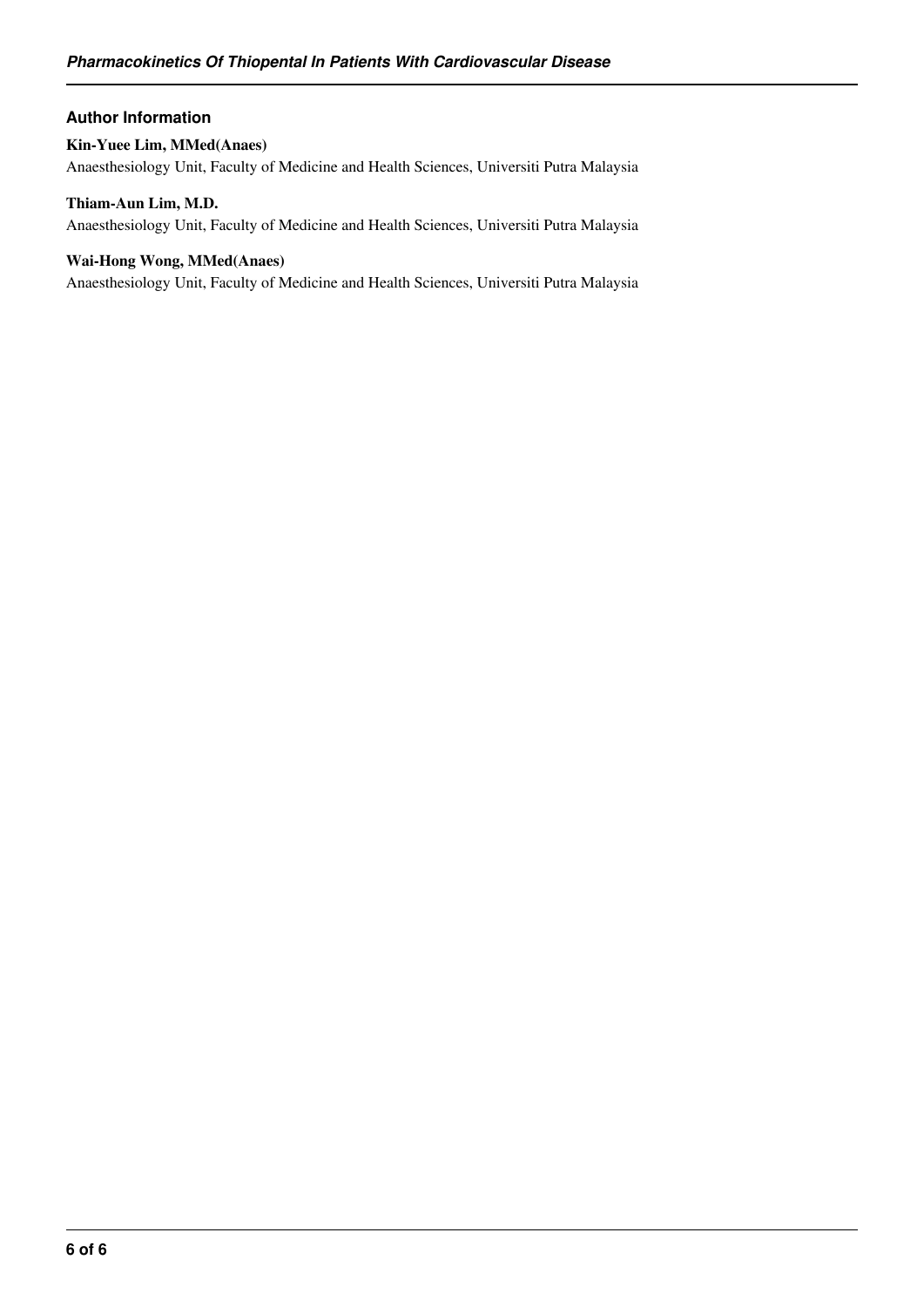### Author Information

**Kin-Yuee Lim, MMed(Anaes)**
Anaesthesiology Unit, Faculty of Medicine and Health Sciences, Universiti Putra Malaysia

**Thiam-Aun Lim, M.D.**
Anaesthesiology Unit, Faculty of Medicine and Health Sciences, Universiti Putra Malaysia

**Wai-Hong Wong, MMed(Anaes)**
Anaesthesiology Unit, Faculty of Medicine and Health Sciences, Universiti Putra Malaysia